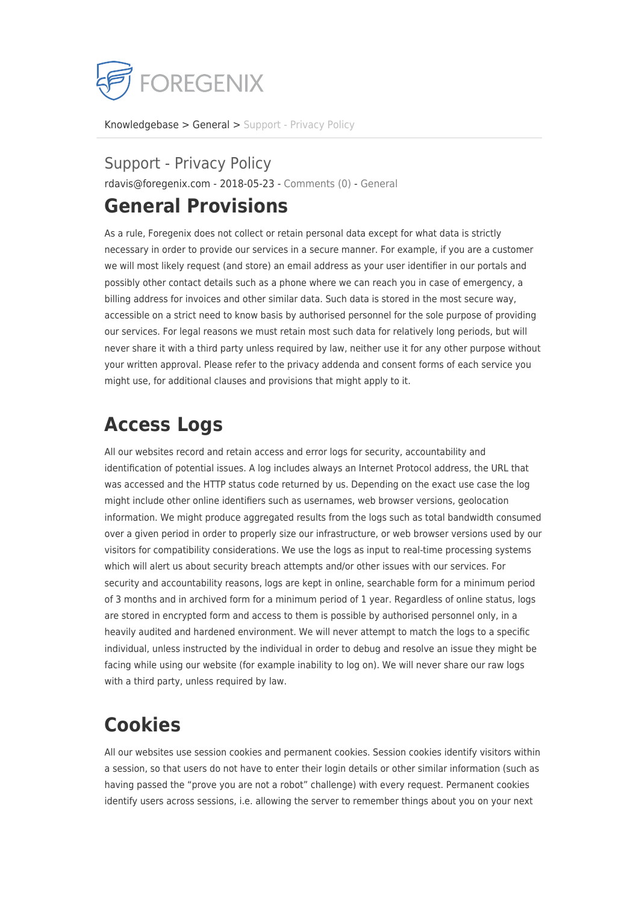FOREGENIX

Knowledgebase > General > Support - Privacy Policy

# Support - Privacy Policy

rdavis@foregenix.com - 2018-05-23 - Comments (0) - General

## General Provisions

As a rule, Foregenix does not collect or retain personal data except for what data is strictly necessary in order to provide our services in a secure manner. For example, if you are a customer we will most likely request (and store) an email address as your user identifier in our portals and possibly other contact details such as a phone where we can reach you in case of emergency, a billing address for invoices and other similar data. Such data is stored in the most secure way, accessible on a strict need to know basis by authorised personnel for the sole purpose of providing our services. For legal reasons we must retain most such data for relatively long periods, but will never share it with a third party unless required by law, neither use it for any other purpose without your written approval. Please refer to the privacy addenda and consent forms of each service you might use, for additional clauses and provisions that might apply to it.

## Access Logs

All our websites record and retain access and error logs for security, accountability and identification of potential issues. A log includes always an Internet Protocol address, the URL that was accessed and the HTTP status code returned by us. Depending on the exact use case the log might include other online identifiers such as usernames, web browser versions, geolocation information. We might produce aggregated results from the logs such as total bandwidth consumed over a given period in order to properly size our infrastructure, or web browser versions used by our visitors for compatibility considerations. We use the logs as input to real-time processing systems which will alert us about security breach attempts and/or other issues with our services. For security and accountability reasons, logs are kept in online, searchable form for a minimum period of 3 months and in archived form for a minimum period of 1 year. Regardless of online status, logs are stored in encrypted form and access to them is possible by authorised personnel only, in a heavily audited and hardened environment. We will never attempt to match the logs to a specific individual, unless instructed by the individual in order to debug and resolve an issue they might be facing while using our website (for example inability to log on). We will never share our raw logs with a third party, unless required by law.

## Cookies

All our websites use session cookies and permanent cookies. Session cookies identify visitors within a session, so that users do not have to enter their login details or other similar information (such as having passed the “prove you are not a robot” challenge) with every request. Permanent cookies identify users across sessions, i.e. allowing the server to remember things about you on your next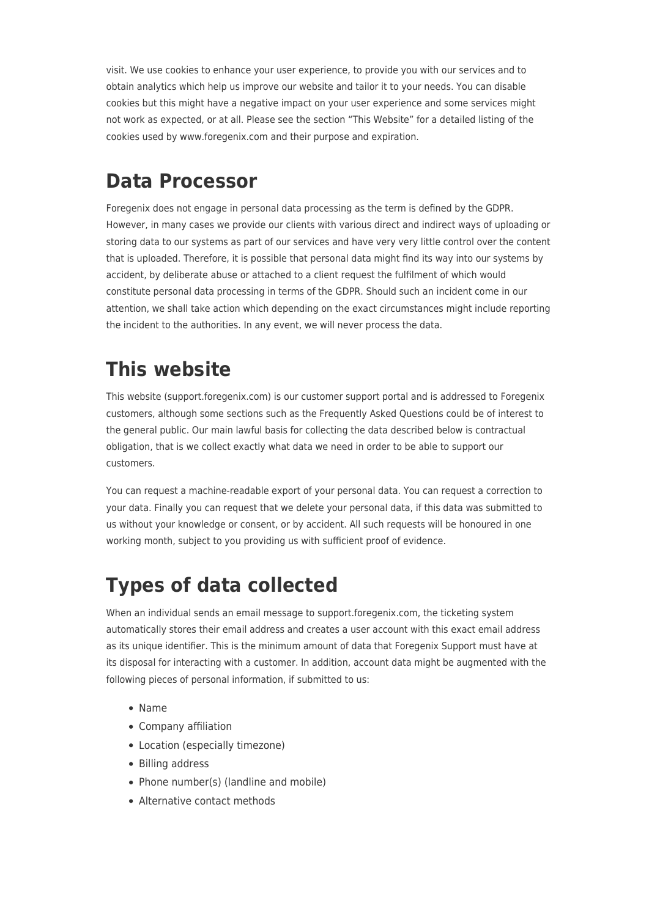visit. We use cookies to enhance your user experience, to provide you with our services and to obtain analytics which help us improve our website and tailor it to your needs. You can disable cookies but this might have a negative impact on your user experience and some services might not work as expected, or at all. Please see the section "This Website" for a detailed listing of the cookies used by www.foregenix.com and their purpose and expiration.

# Data Processor

Foregenix does not engage in personal data processing as the term is defined by the GDPR. However, in many cases we provide our clients with various direct and indirect ways of uploading or storing data to our systems as part of our services and have very very little control over the content that is uploaded. Therefore, it is possible that personal data might find its way into our systems by accident, by deliberate abuse or attached to a client request the fulfilment of which would constitute personal data processing in terms of the GDPR. Should such an incident come in our attention, we shall take action which depending on the exact circumstances might include reporting the incident to the authorities. In any event, we will never process the data.

# This website

This website (support.foregenix.com) is our customer support portal and is addressed to Foregenix customers, although some sections such as the Frequently Asked Questions could be of interest to the general public. Our main lawful basis for collecting the data described below is contractual obligation, that is we collect exactly what data we need in order to be able to support our customers.

You can request a machine-readable export of your personal data. You can request a correction to your data. Finally you can request that we delete your personal data, if this data was submitted to us without your knowledge or consent, or by accident. All such requests will be honoured in one working month, subject to you providing us with sufficient proof of evidence.

# Types of data collected

When an individual sends an email message to support.foregenix.com, the ticketing system automatically stores their email address and creates a user account with this exact email address as its unique identifier. This is the minimum amount of data that Foregenix Support must have at its disposal for interacting with a customer. In addition, account data might be augmented with the following pieces of personal information, if submitted to us:

- Name
- Company affiliation
- Location (especially timezone)
- Billing address
- Phone number(s) (landline and mobile)
- Alternative contact methods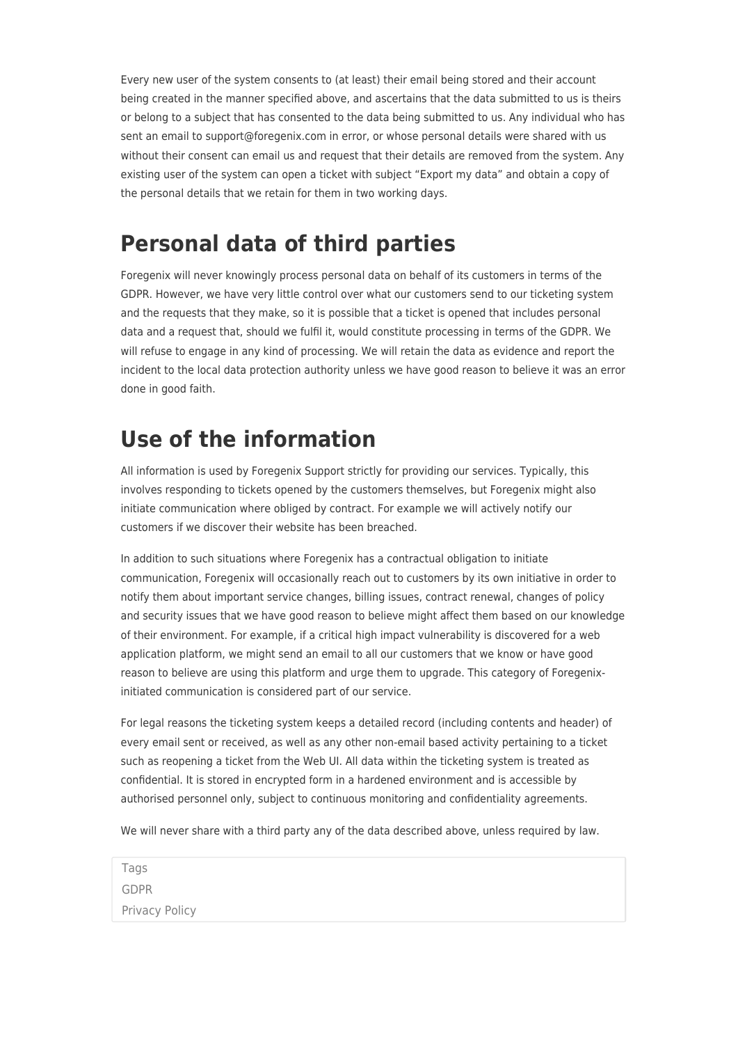Every new user of the system consents to (at least) their email being stored and their account being created in the manner specified above, and ascertains that the data submitted to us is theirs or belong to a subject that has consented to the data being submitted to us. Any individual who has sent an email to support@foregenix.com in error, or whose personal details were shared with us without their consent can email us and request that their details are removed from the system. Any existing user of the system can open a ticket with subject "Export my data" and obtain a copy of the personal details that we retain for them in two working days.

# Personal data of third parties

Foregenix will never knowingly process personal data on behalf of its customers in terms of the GDPR. However, we have very little control over what our customers send to our ticketing system and the requests that they make, so it is possible that a ticket is opened that includes personal data and a request that, should we fulfil it, would constitute processing in terms of the GDPR. We will refuse to engage in any kind of processing. We will retain the data as evidence and report the incident to the local data protection authority unless we have good reason to believe it was an error done in good faith.

# Use of the information

All information is used by Foregenix Support strictly for providing our services. Typically, this involves responding to tickets opened by the customers themselves, but Foregenix might also initiate communication where obliged by contract. For example we will actively notify our customers if we discover their website has been breached.

In addition to such situations where Foregenix has a contractual obligation to initiate communication, Foregenix will occasionally reach out to customers by its own initiative in order to notify them about important service changes, billing issues, contract renewal, changes of policy and security issues that we have good reason to believe might affect them based on our knowledge of their environment. For example, if a critical high impact vulnerability is discovered for a web application platform, we might send an email to all our customers that we know or have good reason to believe are using this platform and urge them to upgrade. This category of Foregenix-initiated communication is considered part of our service.

For legal reasons the ticketing system keeps a detailed record (including contents and header) of every email sent or received, as well as any other non-email based activity pertaining to a ticket such as reopening a ticket from the Web UI. All data within the ticketing system is treated as confidential. It is stored in encrypted form in a hardened environment and is accessible by authorised personnel only, subject to continuous monitoring and confidentiality agreements.

We will never share with a third party any of the data described above, unless required by law.

Tags
GDPR
Privacy Policy